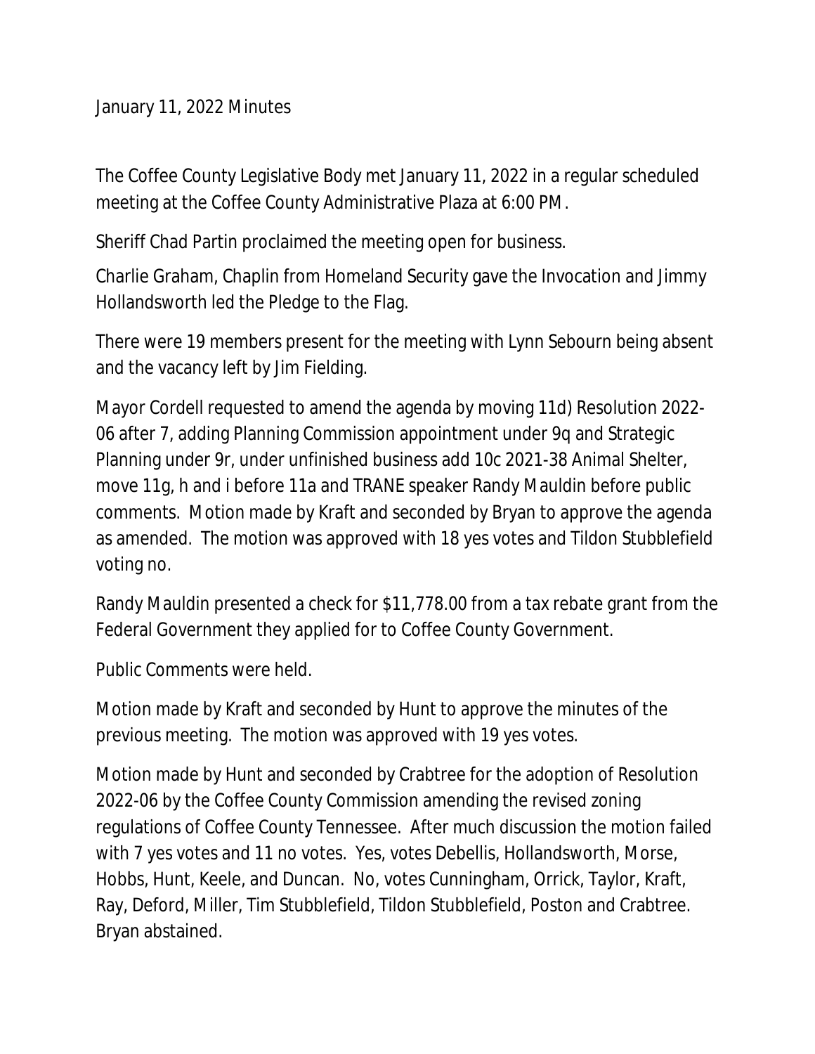January 11, 2022 Minutes

The Coffee County Legislative Body met January 11, 2022 in a regular scheduled meeting at the Coffee County Administrative Plaza at 6:00 PM.

Sheriff Chad Partin proclaimed the meeting open for business.

Charlie Graham, Chaplin from Homeland Security gave the Invocation and Jimmy Hollandsworth led the Pledge to the Flag.

There were 19 members present for the meeting with Lynn Sebourn being absent and the vacancy left by Jim Fielding.

Mayor Cordell requested to amend the agenda by moving 11d) Resolution 2022-06 after 7, adding Planning Commission appointment under 9q and Strategic Planning under 9r, under unfinished business add 10c 2021-38 Animal Shelter, move 11g, h and i before 11a and TRANE speaker Randy Mauldin before public comments. Motion made by Kraft and seconded by Bryan to approve the agenda as amended. The motion was approved with 18 yes votes and Tildon Stubblefield voting no.

Randy Mauldin presented a check for $11,778.00 from a tax rebate grant from the Federal Government they applied for to Coffee County Government.

Public Comments were held.

Motion made by Kraft and seconded by Hunt to approve the minutes of the previous meeting. The motion was approved with 19 yes votes.

Motion made by Hunt and seconded by Crabtree for the adoption of Resolution 2022-06 by the Coffee County Commission amending the revised zoning regulations of Coffee County Tennessee. After much discussion the motion failed with 7 yes votes and 11 no votes. Yes, votes Debellis, Hollandsworth, Morse, Hobbs, Hunt, Keele, and Duncan. No, votes Cunningham, Orrick, Taylor, Kraft, Ray, Deford, Miller, Tim Stubblefield, Tildon Stubblefield, Poston and Crabtree. Bryan abstained.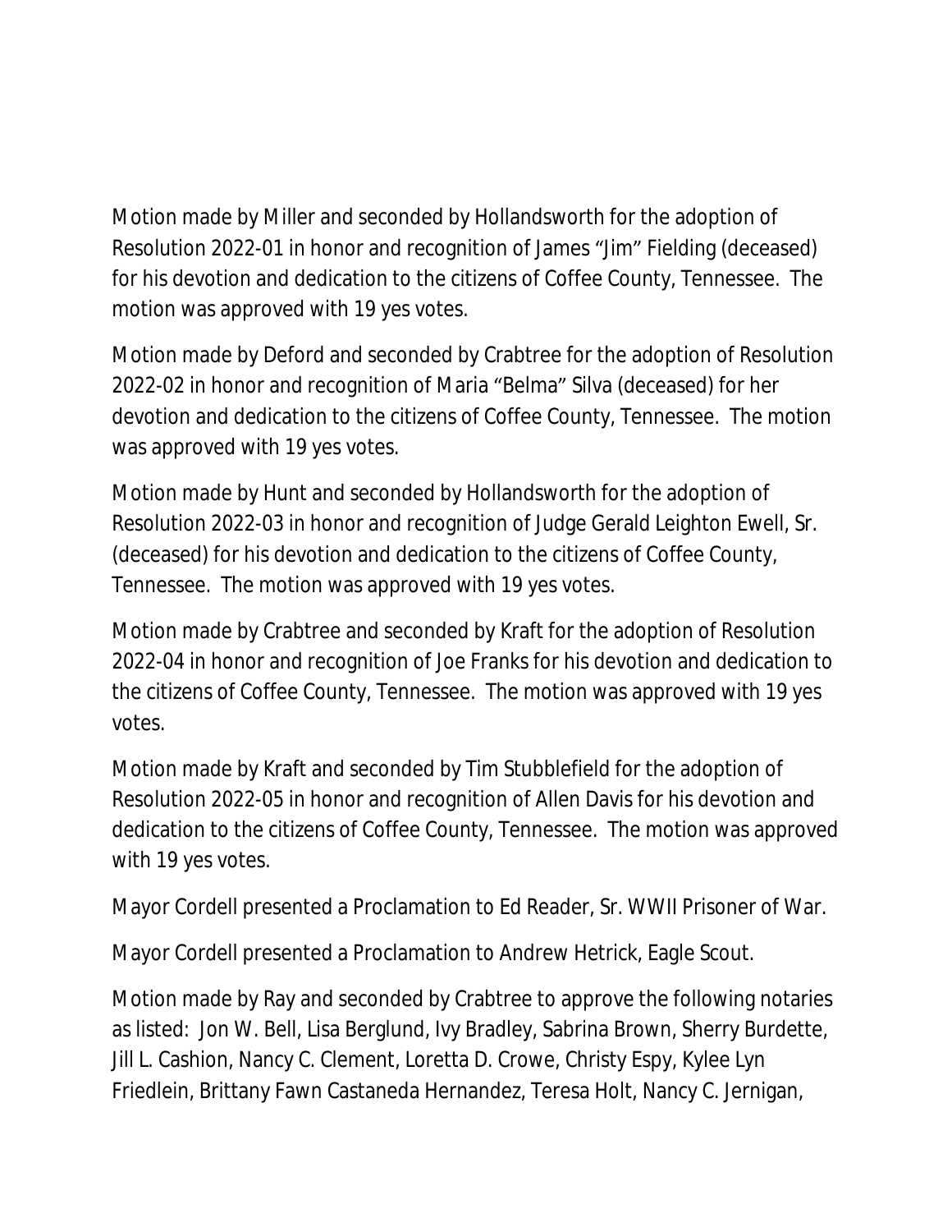Motion made by Miller and seconded by Hollandsworth for the adoption of Resolution 2022-01 in honor and recognition of James “Jim” Fielding (deceased) for his devotion and dedication to the citizens of Coffee County, Tennessee. The motion was approved with 19 yes votes.

Motion made by Deford and seconded by Crabtree for the adoption of Resolution 2022-02 in honor and recognition of Maria “Belma” Silva (deceased) for her devotion and dedication to the citizens of Coffee County, Tennessee. The motion was approved with 19 yes votes.

Motion made by Hunt and seconded by Hollandsworth for the adoption of Resolution 2022-03 in honor and recognition of Judge Gerald Leighton Ewell, Sr. (deceased) for his devotion and dedication to the citizens of Coffee County, Tennessee. The motion was approved with 19 yes votes.

Motion made by Crabtree and seconded by Kraft for the adoption of Resolution 2022-04 in honor and recognition of Joe Franks for his devotion and dedication to the citizens of Coffee County, Tennessee. The motion was approved with 19 yes votes.

Motion made by Kraft and seconded by Tim Stubblefield for the adoption of Resolution 2022-05 in honor and recognition of Allen Davis for his devotion and dedication to the citizens of Coffee County, Tennessee. The motion was approved with 19 yes votes.

Mayor Cordell presented a Proclamation to Ed Reader, Sr. WWII Prisoner of War.

Mayor Cordell presented a Proclamation to Andrew Hetrick, Eagle Scout.

Motion made by Ray and seconded by Crabtree to approve the following notaries as listed: Jon W. Bell, Lisa Berglund, Ivy Bradley, Sabrina Brown, Sherry Burdette, Jill L. Cashion, Nancy C. Clement, Loretta D. Crowe, Christy Espy, Kylee Lyn Friedlein, Brittany Fawn Castaneda Hernandez, Teresa Holt, Nancy C. Jernigan,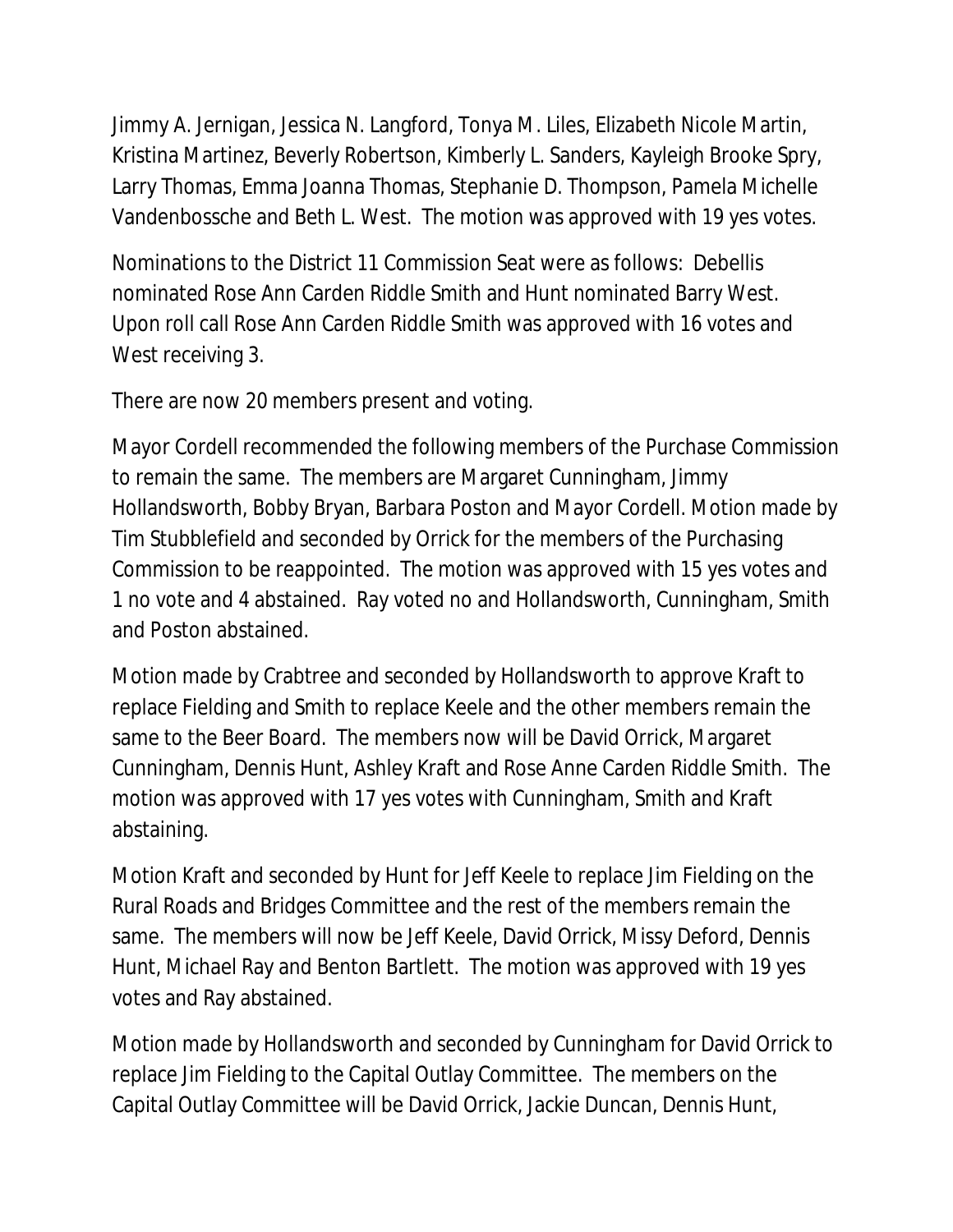Jimmy A. Jernigan, Jessica N. Langford, Tonya M. Liles, Elizabeth Nicole Martin, Kristina Martinez, Beverly Robertson, Kimberly L. Sanders, Kayleigh Brooke Spry, Larry Thomas, Emma Joanna Thomas, Stephanie D. Thompson, Pamela Michelle Vandenbossche and Beth L. West. The motion was approved with 19 yes votes.

Nominations to the District 11 Commission Seat were as follows: Debellis nominated Rose Ann Carden Riddle Smith and Hunt nominated Barry West. Upon roll call Rose Ann Carden Riddle Smith was approved with 16 votes and West receiving 3.

There are now 20 members present and voting.

Mayor Cordell recommended the following members of the Purchase Commission to remain the same. The members are Margaret Cunningham, Jimmy Hollandsworth, Bobby Bryan, Barbara Poston and Mayor Cordell. Motion made by Tim Stubblefield and seconded by Orrick for the members of the Purchasing Commission to be reappointed. The motion was approved with 15 yes votes and 1 no vote and 4 abstained. Ray voted no and Hollandsworth, Cunningham, Smith and Poston abstained.

Motion made by Crabtree and seconded by Hollandsworth to approve Kraft to replace Fielding and Smith to replace Keele and the other members remain the same to the Beer Board. The members now will be David Orrick, Margaret Cunningham, Dennis Hunt, Ashley Kraft and Rose Anne Carden Riddle Smith. The motion was approved with 17 yes votes with Cunningham, Smith and Kraft abstaining.

Motion Kraft and seconded by Hunt for Jeff Keele to replace Jim Fielding on the Rural Roads and Bridges Committee and the rest of the members remain the same. The members will now be Jeff Keele, David Orrick, Missy Deford, Dennis Hunt, Michael Ray and Benton Bartlett. The motion was approved with 19 yes votes and Ray abstained.

Motion made by Hollandsworth and seconded by Cunningham for David Orrick to replace Jim Fielding to the Capital Outlay Committee. The members on the Capital Outlay Committee will be David Orrick, Jackie Duncan, Dennis Hunt,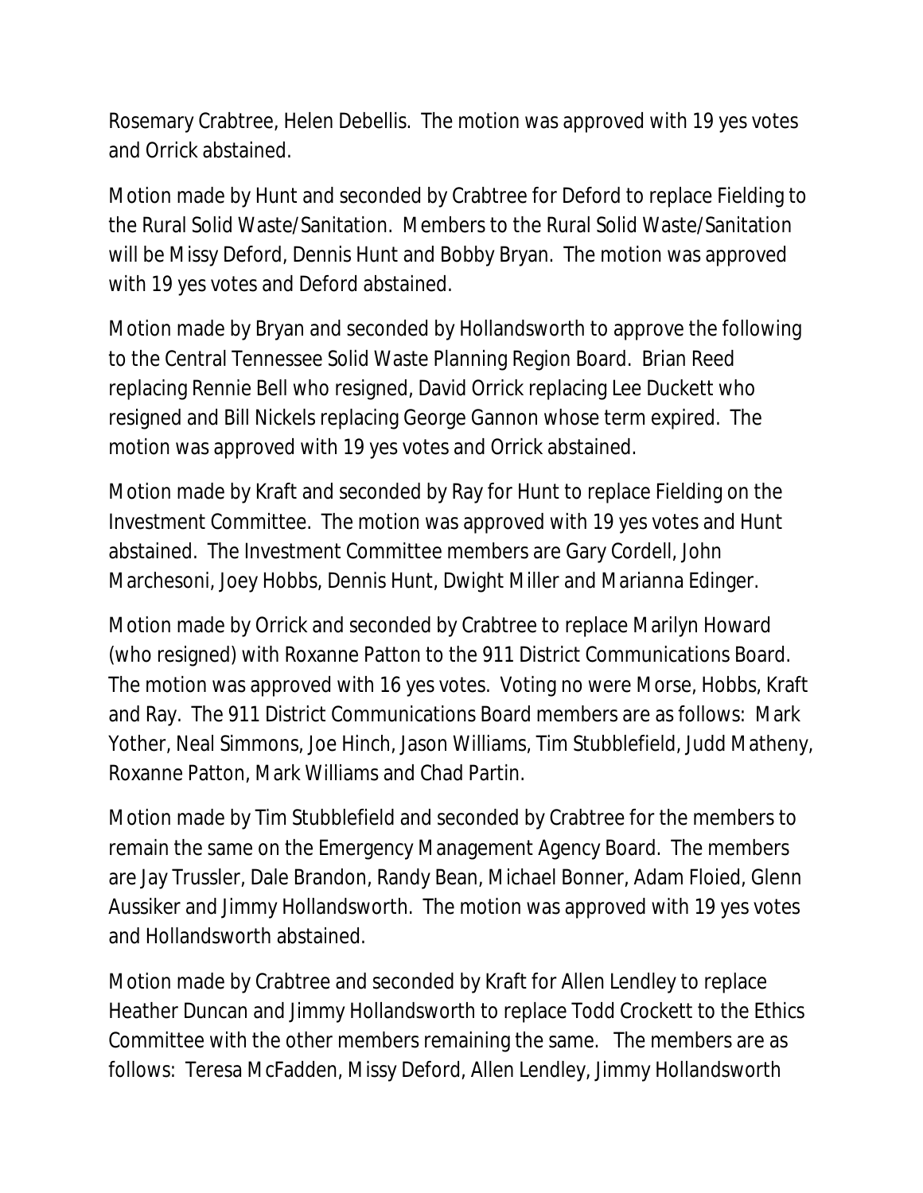Rosemary Crabtree, Helen Debellis. The motion was approved with 19 yes votes and Orrick abstained.

Motion made by Hunt and seconded by Crabtree for Deford to replace Fielding to the Rural Solid Waste/Sanitation. Members to the Rural Solid Waste/Sanitation will be Missy Deford, Dennis Hunt and Bobby Bryan. The motion was approved with 19 yes votes and Deford abstained.

Motion made by Bryan and seconded by Hollandsworth to approve the following to the Central Tennessee Solid Waste Planning Region Board. Brian Reed replacing Rennie Bell who resigned, David Orrick replacing Lee Duckett who resigned and Bill Nickels replacing George Gannon whose term expired. The motion was approved with 19 yes votes and Orrick abstained.

Motion made by Kraft and seconded by Ray for Hunt to replace Fielding on the Investment Committee. The motion was approved with 19 yes votes and Hunt abstained. The Investment Committee members are Gary Cordell, John Marchesoni, Joey Hobbs, Dennis Hunt, Dwight Miller and Marianna Edinger.

Motion made by Orrick and seconded by Crabtree to replace Marilyn Howard (who resigned) with Roxanne Patton to the 911 District Communications Board. The motion was approved with 16 yes votes. Voting no were Morse, Hobbs, Kraft and Ray. The 911 District Communications Board members are as follows: Mark Yother, Neal Simmons, Joe Hinch, Jason Williams, Tim Stubblefield, Judd Matheny, Roxanne Patton, Mark Williams and Chad Partin.

Motion made by Tim Stubblefield and seconded by Crabtree for the members to remain the same on the Emergency Management Agency Board. The members are Jay Trussler, Dale Brandon, Randy Bean, Michael Bonner, Adam Floied, Glenn Aussiker and Jimmy Hollandsworth. The motion was approved with 19 yes votes and Hollandsworth abstained.

Motion made by Crabtree and seconded by Kraft for Allen Lendley to replace Heather Duncan and Jimmy Hollandsworth to replace Todd Crockett to the Ethics Committee with the other members remaining the same. The members are as follows: Teresa McFadden, Missy Deford, Allen Lendley, Jimmy Hollandsworth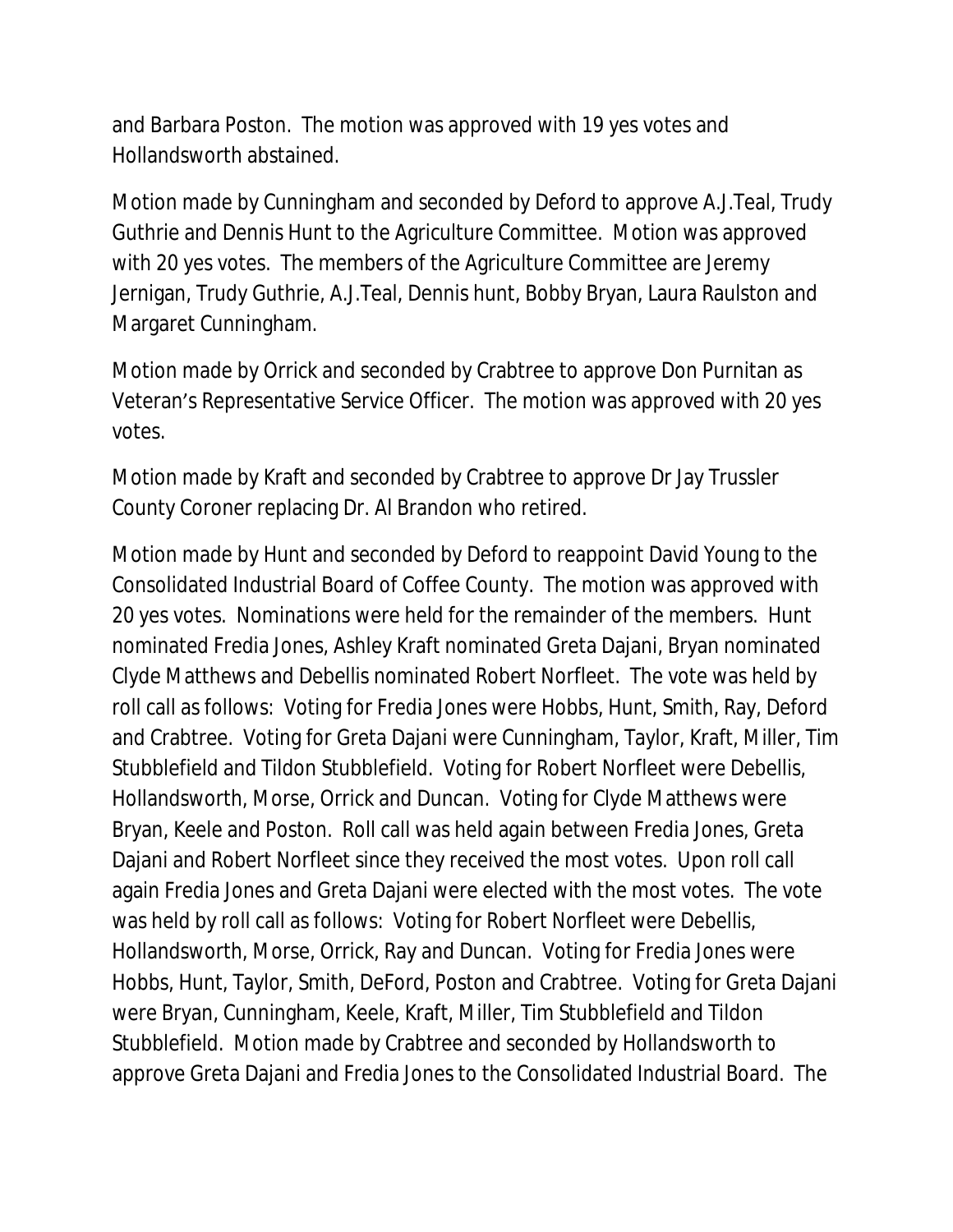and Barbara Poston. The motion was approved with 19 yes votes and Hollandsworth abstained.

Motion made by Cunningham and seconded by Deford to approve A.J.Teal, Trudy Guthrie and Dennis Hunt to the Agriculture Committee. Motion was approved with 20 yes votes. The members of the Agriculture Committee are Jeremy Jernigan, Trudy Guthrie, A.J.Teal, Dennis hunt, Bobby Bryan, Laura Raulston and Margaret Cunningham.

Motion made by Orrick and seconded by Crabtree to approve Don Purnitan as Veteran's Representative Service Officer. The motion was approved with 20 yes votes.

Motion made by Kraft and seconded by Crabtree to approve Dr Jay Trussler County Coroner replacing Dr. Al Brandon who retired.

Motion made by Hunt and seconded by Deford to reappoint David Young to the Consolidated Industrial Board of Coffee County. The motion was approved with 20 yes votes. Nominations were held for the remainder of the members. Hunt nominated Fredia Jones, Ashley Kraft nominated Greta Dajani, Bryan nominated Clyde Matthews and Debellis nominated Robert Norfleet. The vote was held by roll call as follows: Voting for Fredia Jones were Hobbs, Hunt, Smith, Ray, Deford and Crabtree. Voting for Greta Dajani were Cunningham, Taylor, Kraft, Miller, Tim Stubblefield and Tildon Stubblefield. Voting for Robert Norfleet were Debellis, Hollandsworth, Morse, Orrick and Duncan. Voting for Clyde Matthews were Bryan, Keele and Poston. Roll call was held again between Fredia Jones, Greta Dajani and Robert Norfleet since they received the most votes. Upon roll call again Fredia Jones and Greta Dajani were elected with the most votes. The vote was held by roll call as follows: Voting for Robert Norfleet were Debellis, Hollandsworth, Morse, Orrick, Ray and Duncan. Voting for Fredia Jones were Hobbs, Hunt, Taylor, Smith, DeFord, Poston and Crabtree. Voting for Greta Dajani were Bryan, Cunningham, Keele, Kraft, Miller, Tim Stubblefield and Tildon Stubblefield. Motion made by Crabtree and seconded by Hollandsworth to approve Greta Dajani and Fredia Jones to the Consolidated Industrial Board. The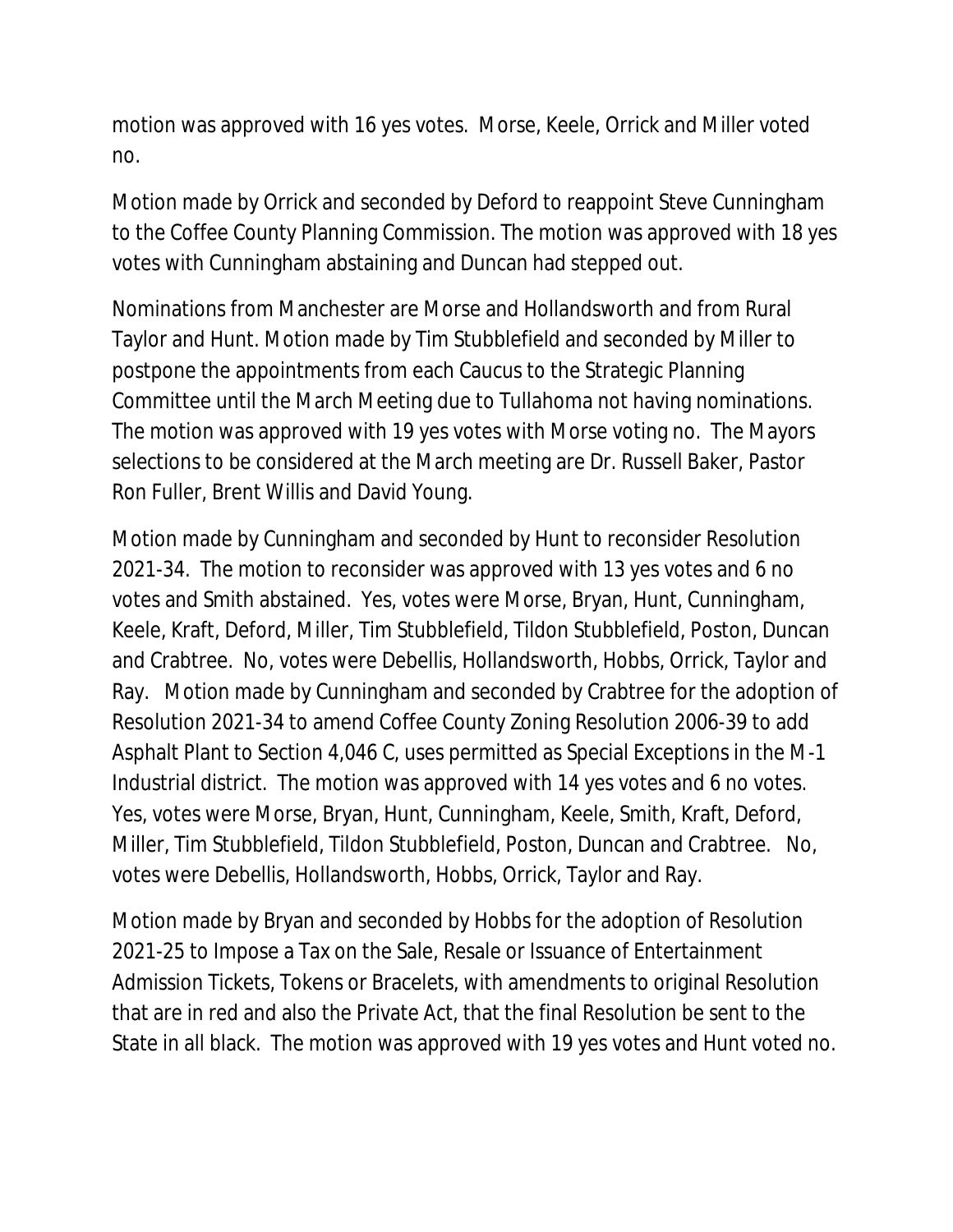motion was approved with 16 yes votes. Morse, Keele, Orrick and Miller voted no.

Motion made by Orrick and seconded by Deford to reappoint Steve Cunningham to the Coffee County Planning Commission. The motion was approved with 18 yes votes with Cunningham abstaining and Duncan had stepped out.

Nominations from Manchester are Morse and Hollandsworth and from Rural Taylor and Hunt. Motion made by Tim Stubblefield and seconded by Miller to postpone the appointments from each Caucus to the Strategic Planning Committee until the March Meeting due to Tullahoma not having nominations. The motion was approved with 19 yes votes with Morse voting no. The Mayors selections to be considered at the March meeting are Dr. Russell Baker, Pastor Ron Fuller, Brent Willis and David Young.

Motion made by Cunningham and seconded by Hunt to reconsider Resolution 2021-34. The motion to reconsider was approved with 13 yes votes and 6 no votes and Smith abstained. Yes, votes were Morse, Bryan, Hunt, Cunningham, Keele, Kraft, Deford, Miller, Tim Stubblefield, Tildon Stubblefield, Poston, Duncan and Crabtree. No, votes were Debellis, Hollandsworth, Hobbs, Orrick, Taylor and Ray. Motion made by Cunningham and seconded by Crabtree for the adoption of Resolution 2021-34 to amend Coffee County Zoning Resolution 2006-39 to add Asphalt Plant to Section 4,046 C, uses permitted as Special Exceptions in the M-1 Industrial district. The motion was approved with 14 yes votes and 6 no votes. Yes, votes were Morse, Bryan, Hunt, Cunningham, Keele, Smith, Kraft, Deford, Miller, Tim Stubblefield, Tildon Stubblefield, Poston, Duncan and Crabtree. No, votes were Debellis, Hollandsworth, Hobbs, Orrick, Taylor and Ray.

Motion made by Bryan and seconded by Hobbs for the adoption of Resolution 2021-25 to Impose a Tax on the Sale, Resale or Issuance of Entertainment Admission Tickets, Tokens or Bracelets, with amendments to original Resolution that are in red and also the Private Act, that the final Resolution be sent to the State in all black. The motion was approved with 19 yes votes and Hunt voted no.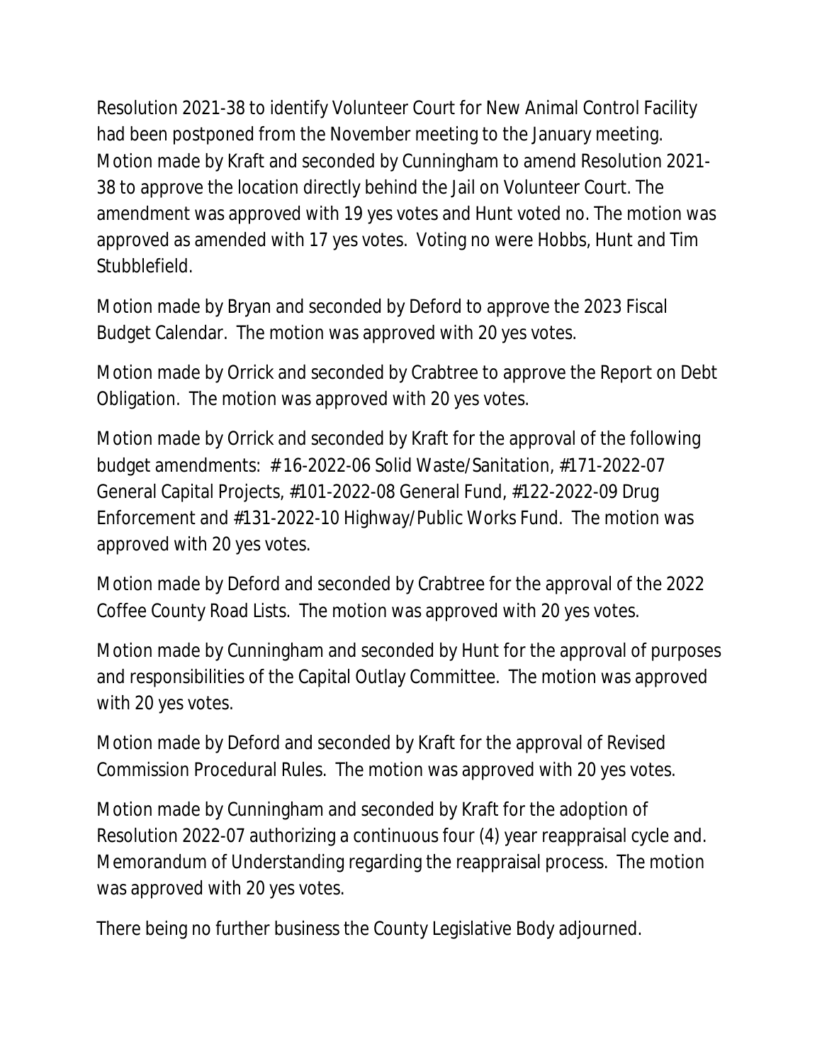Resolution 2021-38 to identify Volunteer Court for New Animal Control Facility had been postponed from the November meeting to the January meeting. Motion made by Kraft and seconded by Cunningham to amend Resolution 2021-38 to approve the location directly behind the Jail on Volunteer Court. The amendment was approved with 19 yes votes and Hunt voted no. The motion was approved as amended with 17 yes votes. Voting no were Hobbs, Hunt and Tim Stubblefield.

Motion made by Bryan and seconded by Deford to approve the 2023 Fiscal Budget Calendar. The motion was approved with 20 yes votes.

Motion made by Orrick and seconded by Crabtree to approve the Report on Debt Obligation. The motion was approved with 20 yes votes.

Motion made by Orrick and seconded by Kraft for the approval of the following budget amendments: # 16-2022-06 Solid Waste/Sanitation, #171-2022-07 General Capital Projects, #101-2022-08 General Fund, #122-2022-09 Drug Enforcement and #131-2022-10 Highway/Public Works Fund. The motion was approved with 20 yes votes.

Motion made by Deford and seconded by Crabtree for the approval of the 2022 Coffee County Road Lists. The motion was approved with 20 yes votes.

Motion made by Cunningham and seconded by Hunt for the approval of purposes and responsibilities of the Capital Outlay Committee. The motion was approved with 20 yes votes.

Motion made by Deford and seconded by Kraft for the approval of Revised Commission Procedural Rules. The motion was approved with 20 yes votes.

Motion made by Cunningham and seconded by Kraft for the adoption of Resolution 2022-07 authorizing a continuous four (4) year reappraisal cycle and. Memorandum of Understanding regarding the reappraisal process. The motion was approved with 20 yes votes.

There being no further business the County Legislative Body adjourned.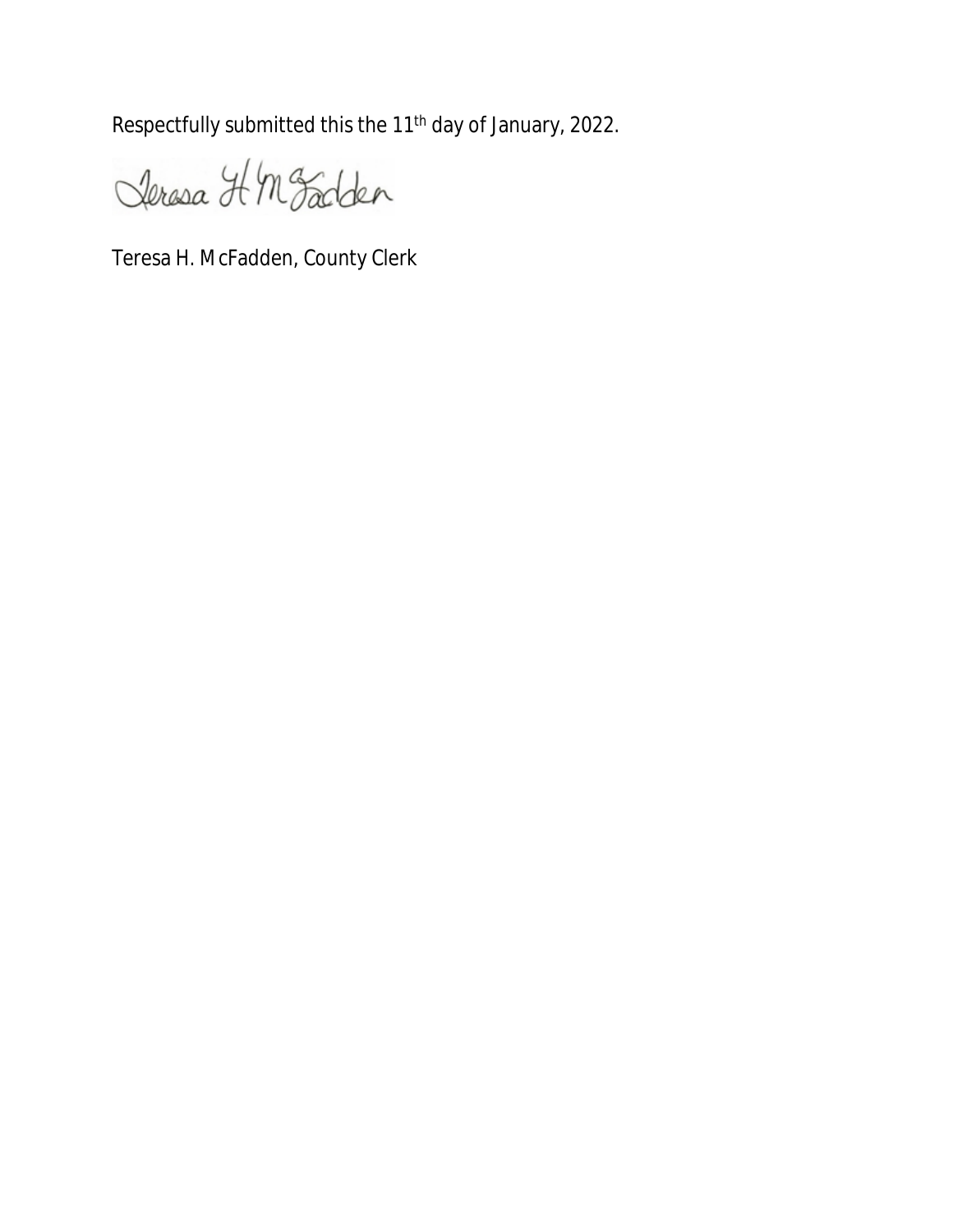Respectfully submitted this the 11th day of January, 2022.

Teresa H McFadden

Teresa H. McFadden, County Clerk